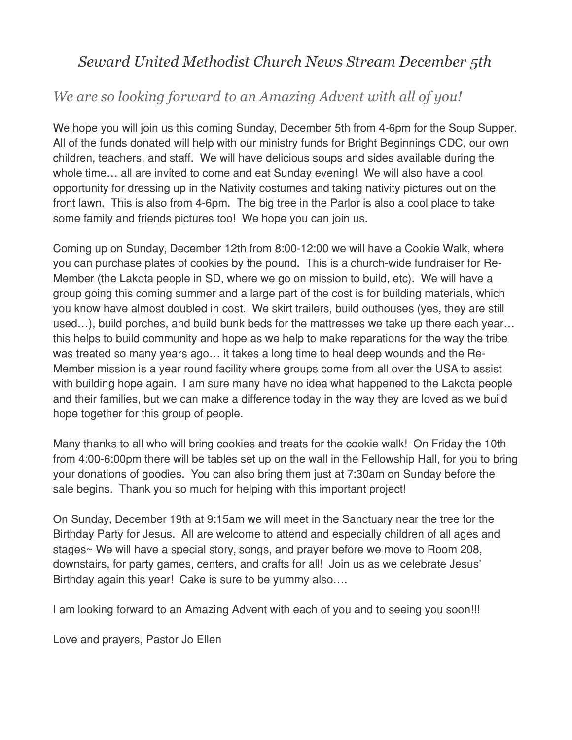# *Seward United Methodist Church News Stream December 5th*

## *We are so looking forward to an Amazing Advent with all of you!*

We hope you will join us this coming Sunday, December 5th from 4-6pm for the Soup Supper. All of the funds donated will help with our ministry funds for Bright Beginnings CDC, our own children, teachers, and staff. We will have delicious soups and sides available during the whole time… all are invited to come and eat Sunday evening! We will also have a cool opportunity for dressing up in the Nativity costumes and taking nativity pictures out on the front lawn. This is also from 4-6pm. The big tree in the Parlor is also a cool place to take some family and friends pictures too! We hope you can join us.

Coming up on Sunday, December 12th from 8:00-12:00 we will have a Cookie Walk, where you can purchase plates of cookies by the pound. This is a church-wide fundraiser for Re-Member (the Lakota people in SD, where we go on mission to build, etc). We will have a group going this coming summer and a large part of the cost is for building materials, which you know have almost doubled in cost. We skirt trailers, build outhouses (yes, they are still used…), build porches, and build bunk beds for the mattresses we take up there each year… this helps to build community and hope as we help to make reparations for the way the tribe was treated so many years ago… it takes a long time to heal deep wounds and the Re-Member mission is a year round facility where groups come from all over the USA to assist with building hope again. I am sure many have no idea what happened to the Lakota people and their families, but we can make a difference today in the way they are loved as we build hope together for this group of people.

Many thanks to all who will bring cookies and treats for the cookie walk! On Friday the 10th from 4:00-6:00pm there will be tables set up on the wall in the Fellowship Hall, for you to bring your donations of goodies. You can also bring them just at 7:30am on Sunday before the sale begins. Thank you so much for helping with this important project!

On Sunday, December 19th at 9:15am we will meet in the Sanctuary near the tree for the Birthday Party for Jesus. All are welcome to attend and especially children of all ages and stages~ We will have a special story, songs, and prayer before we move to Room 208, downstairs, for party games, centers, and crafts for all! Join us as we celebrate Jesus' Birthday again this year! Cake is sure to be yummy also….

I am looking forward to an Amazing Advent with each of you and to seeing you soon!!!

Love and prayers, Pastor Jo Ellen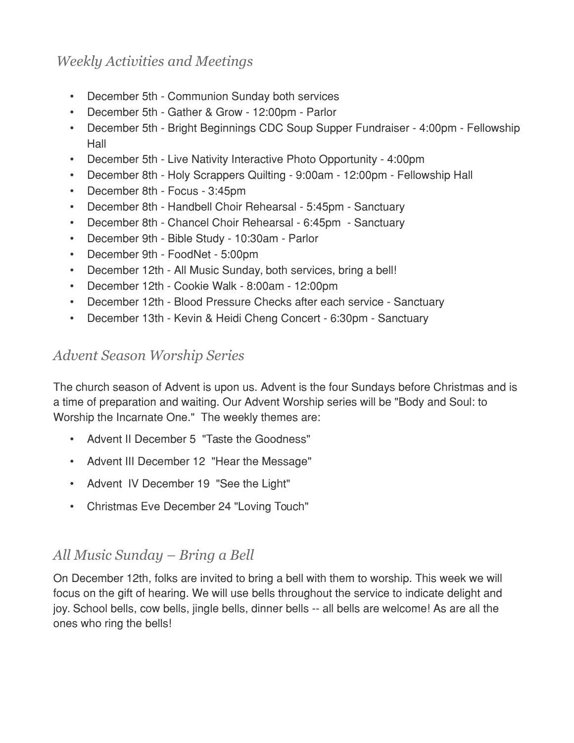## *Weekly Activities and Meetings*

- December 5th - Communion Sunday both services
- December 5th - Gather & Grow - 12:00pm - Parlor
- December 5th - Bright Beginnings CDC Soup Supper Fundraiser - 4:00pm - Fellowship Hall
- December 5th - Live Nativity Interactive Photo Opportunity - 4:00pm
- December 8th - Holy Scrappers Quilting - 9:00am - 12:00pm - Fellowship Hall
- December 8th - Focus - 3:45pm
- December 8th - Handbell Choir Rehearsal - 5:45pm - Sanctuary
- December 8th - Chancel Choir Rehearsal - 6:45pm - Sanctuary
- December 9th - Bible Study - 10:30am - Parlor
- December 9th - FoodNet - 5:00pm
- December 12th - All Music Sunday, both services, bring a bell!
- December 12th - Cookie Walk - 8:00am - 12:00pm
- December 12th - Blood Pressure Checks after each service - Sanctuary
- December 13th - Kevin & Heidi Cheng Concert - 6:30pm - Sanctuary

## *Advent Season Worship Series*

The church season of Advent is upon us. Advent is the four Sundays before Christmas and is a time of preparation and waiting. Our Advent Worship series will be "Body and Soul: to Worship the Incarnate One." The weekly themes are:

- Advent II December 5 "Taste the Goodness"
- Advent III December 12 "Hear the Message"
- Advent IV December 19 "See the Light"
- Christmas Eve December 24 "Loving Touch"

## *All Music Sunday – Bring a Bell*

On December 12th, folks are invited to bring a bell with them to worship. This week we will focus on the gift of hearing. We will use bells throughout the service to indicate delight and joy. School bells, cow bells, jingle bells, dinner bells -- all bells are welcome! As are all the ones who ring the bells!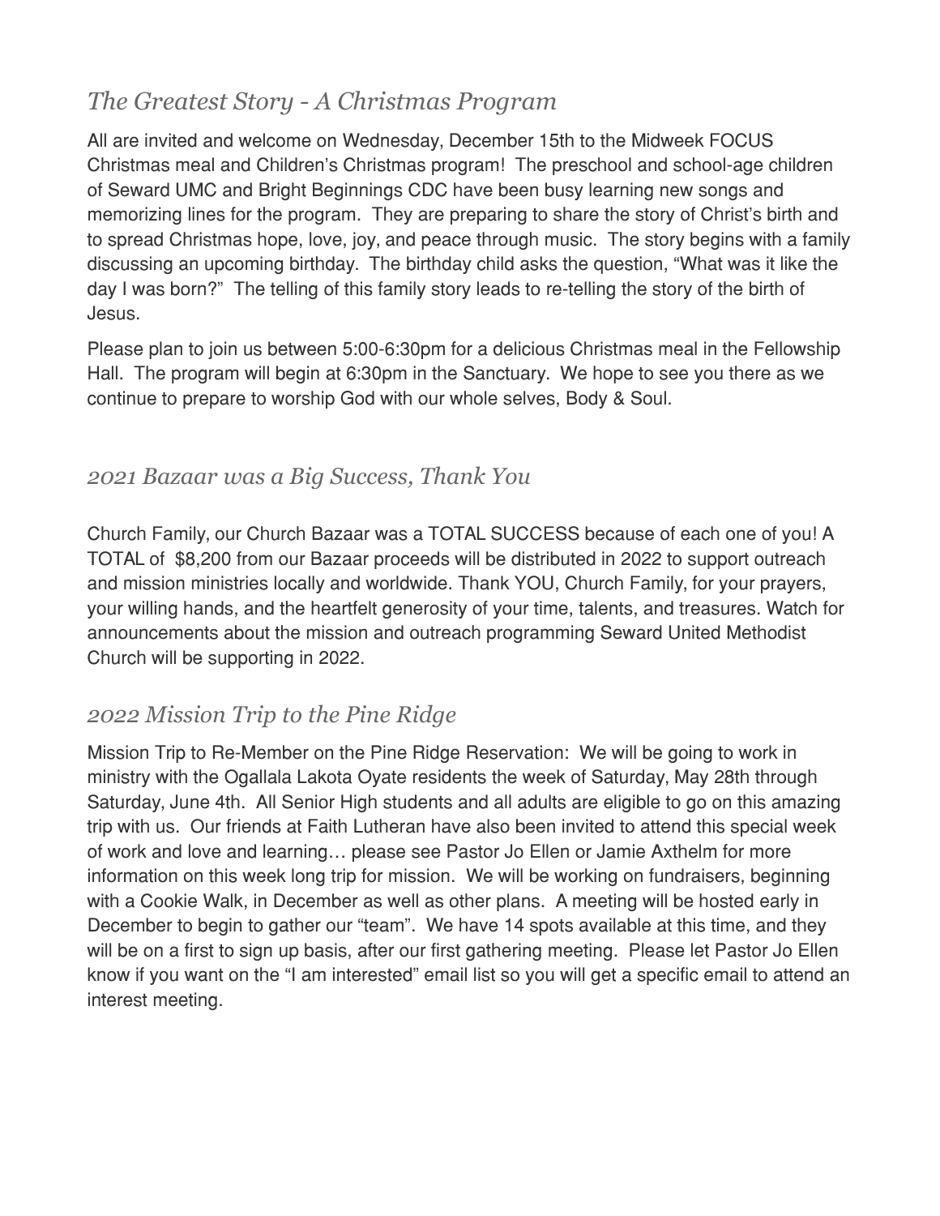## *The Greatest Story - A Christmas Program*

All are invited and welcome on Wednesday, December 15th to the Midweek FOCUS Christmas meal and Children's Christmas program! The preschool and school-age children of Seward UMC and Bright Beginnings CDC have been busy learning new songs and memorizing lines for the program. They are preparing to share the story of Christ's birth and to spread Christmas hope, love, joy, and peace through music. The story begins with a family discussing an upcoming birthday. The birthday child asks the question, "What was it like the day I was born?" The telling of this family story leads to re-telling the story of the birth of Jesus.

Please plan to join us between 5:00-6:30pm for a delicious Christmas meal in the Fellowship Hall. The program will begin at 6:30pm in the Sanctuary. We hope to see you there as we continue to prepare to worship God with our whole selves, Body & Soul.

## *2021 Bazaar was a Big Success, Thank You*

Church Family, our Church Bazaar was a TOTAL SUCCESS because of each one of you! A TOTAL of $8,200 from our Bazaar proceeds will be distributed in 2022 to support outreach and mission ministries locally and worldwide. Thank YOU, Church Family, for your prayers, your willing hands, and the heartfelt generosity of your time, talents, and treasures. Watch for announcements about the mission and outreach programming Seward United Methodist Church will be supporting in 2022.

## *2022 Mission Trip to the Pine Ridge*

Mission Trip to Re-Member on the Pine Ridge Reservation: We will be going to work in ministry with the Ogallala Lakota Oyate residents the week of Saturday, May 28th through Saturday, June 4th. All Senior High students and all adults are eligible to go on this amazing trip with us. Our friends at Faith Lutheran have also been invited to attend this special week of work and love and learning… please see Pastor Jo Ellen or Jamie Axthelm for more information on this week long trip for mission. We will be working on fundraisers, beginning with a Cookie Walk, in December as well as other plans. A meeting will be hosted early in December to begin to gather our "team". We have 14 spots available at this time, and they will be on a first to sign up basis, after our first gathering meeting. Please let Pastor Jo Ellen know if you want on the "I am interested" email list so you will get a specific email to attend an interest meeting.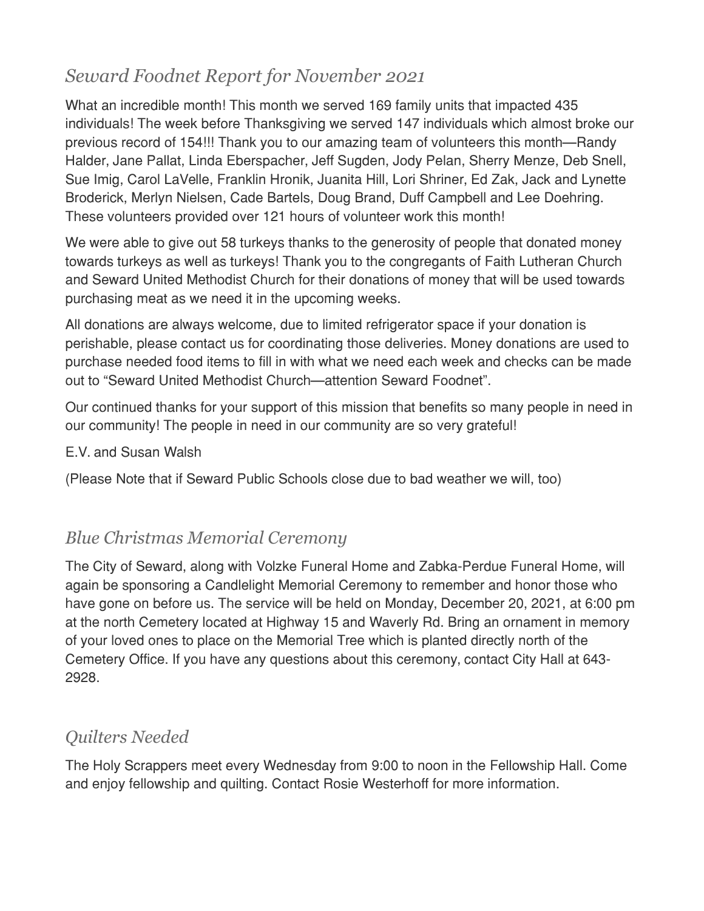## *Seward Foodnet Report for November 2021*

What an incredible month! This month we served 169 family units that impacted 435 individuals! The week before Thanksgiving we served 147 individuals which almost broke our previous record of 154!!! Thank you to our amazing team of volunteers this month—Randy Halder, Jane Pallat, Linda Eberspacher, Jeff Sugden, Jody Pelan, Sherry Menze, Deb Snell, Sue Imig, Carol LaVelle, Franklin Hronik, Juanita Hill, Lori Shriner, Ed Zak, Jack and Lynette Broderick, Merlyn Nielsen, Cade Bartels, Doug Brand, Duff Campbell and Lee Doehring. These volunteers provided over 121 hours of volunteer work this month!

We were able to give out 58 turkeys thanks to the generosity of people that donated money towards turkeys as well as turkeys! Thank you to the congregants of Faith Lutheran Church and Seward United Methodist Church for their donations of money that will be used towards purchasing meat as we need it in the upcoming weeks.

All donations are always welcome, due to limited refrigerator space if your donation is perishable, please contact us for coordinating those deliveries. Money donations are used to purchase needed food items to fill in with what we need each week and checks can be made out to "Seward United Methodist Church—attention Seward Foodnet".

Our continued thanks for your support of this mission that benefits so many people in need in our community! The people in need in our community are so very grateful!

E.V. and Susan Walsh

(Please Note that if Seward Public Schools close due to bad weather we will, too)

## *Blue Christmas Memorial Ceremony*

The City of Seward, along with Volzke Funeral Home and Zabka-Perdue Funeral Home, will again be sponsoring a Candlelight Memorial Ceremony to remember and honor those who have gone on before us. The service will be held on Monday, December 20, 2021, at 6:00 pm at the north Cemetery located at Highway 15 and Waverly Rd. Bring an ornament in memory of your loved ones to place on the Memorial Tree which is planted directly north of the Cemetery Office. If you have any questions about this ceremony, contact City Hall at 643-2928.

## *Quilters Needed*

The Holy Scrappers meet every Wednesday from 9:00 to noon in the Fellowship Hall. Come and enjoy fellowship and quilting. Contact Rosie Westerhoff for more information.